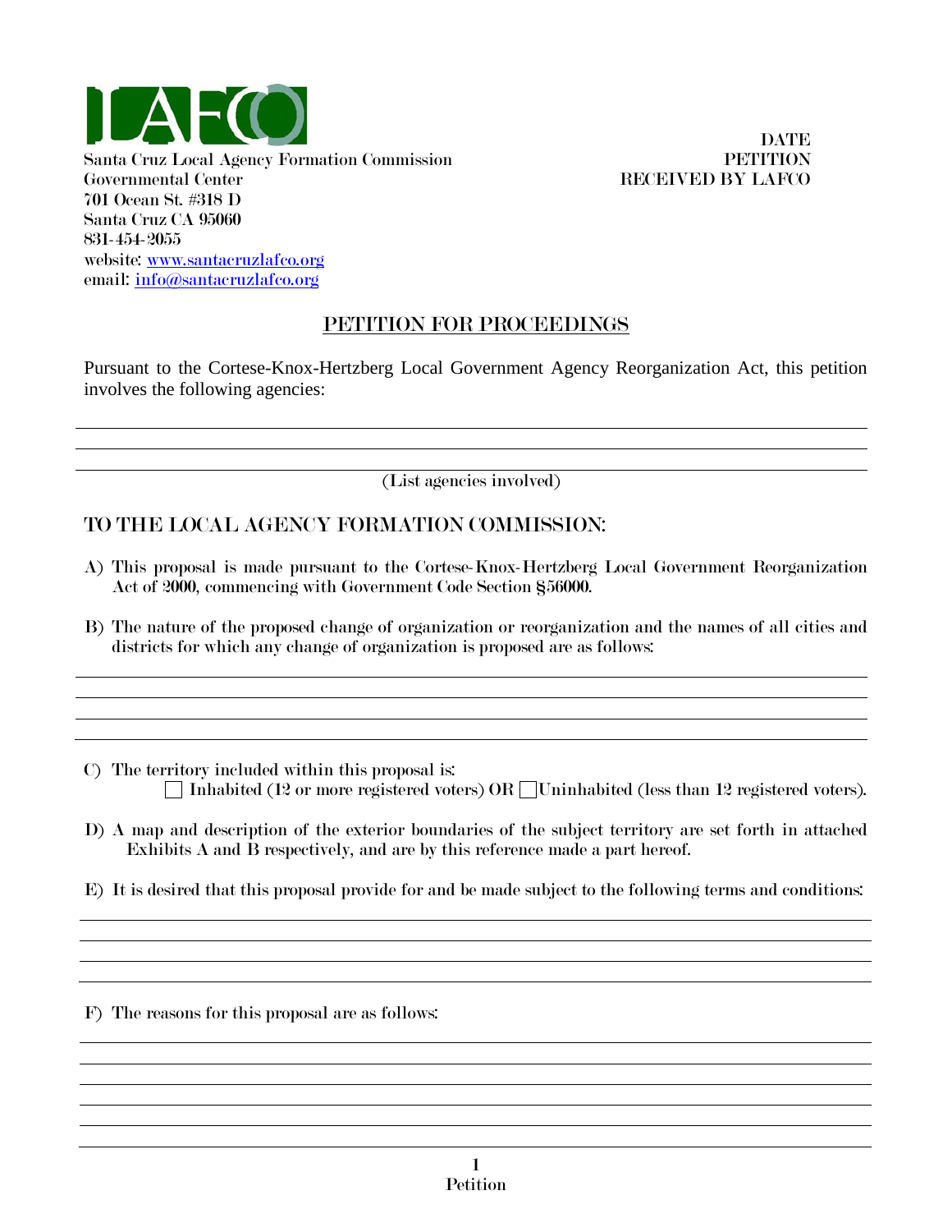LAFCO

Santa Cruz Local Agency Formation Commission
Governmental Center
701 Ocean St. #318 D
Santa Cruz CA 95060
831-454-2055
website: www.santacruzlafco.org
email: info@santacruzlafco.org

DATE
PETITION
RECEIVED BY LAFCO

## PETITION FOR PROCEEDINGS

Pursuant to the Cortese-Knox-Hertzberg Local Government Agency Reorganization Act, this petition involves the following agencies:

______________________________________________________________________

______________________________________________________________________

______________________________________________________________________

(List agencies involved)

## TO THE LOCAL AGENCY FORMATION COMMISSION:

A) This proposal is made pursuant to the Cortese-Knox-Hertzberg Local Government Reorganization Act of 2000, commencing with Government Code Section §56000.

B) The nature of the proposed change of organization or reorganization and the names of all cities and districts for which any change of organization is proposed are as follows:

______________________________________________________________________

______________________________________________________________________

______________________________________________________________________

______________________________________________________________________

C) The territory included within this proposal is:
☐ Inhabited (12 or more registered voters) OR ☐ Uninhabited (less than 12 registered voters).

D) A map and description of the exterior boundaries of the subject territory are set forth in attached Exhibits A and B respectively, and are by this reference made a part hereof.

E) It is desired that this proposal provide for and be made subject to the following terms and conditions:

______________________________________________________________________

______________________________________________________________________

______________________________________________________________________

______________________________________________________________________

F) The reasons for this proposal are as follows:

______________________________________________________________________

______________________________________________________________________

______________________________________________________________________

______________________________________________________________________

______________________________________________________________________

Petition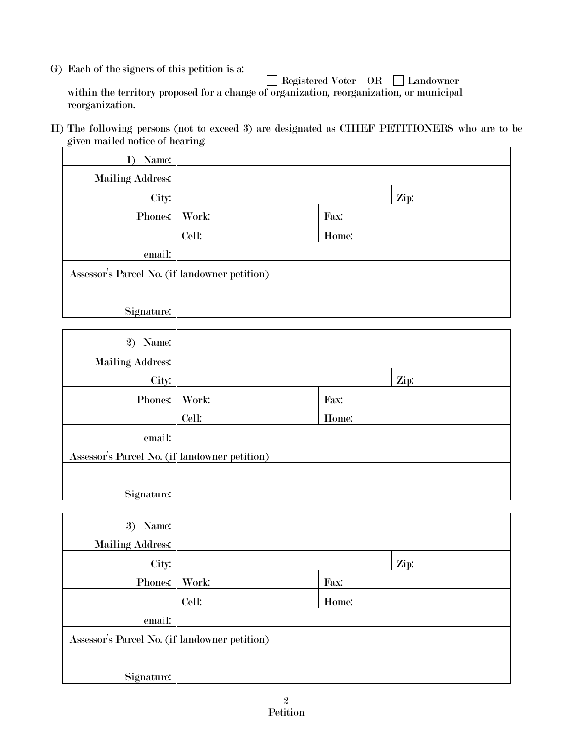G) Each of the signers of this petition is a:

☐ Registered Voter OR ☐ Landowner

within the territory proposed for a change of organization, reorganization, or municipal reorganization.

H) The following persons (not to exceed 3) are designated as CHIEF PETITIONERS who are to be given mailed notice of hearing:

| | | | |
|---|---|---|---|
| 1) Name: | | | |
| Mailing Address: | | | |
| City: | | Zip: | |
| Phones: | Work: | Fax: | |
| | Cell: | Home: | |
| email: | | | |
| Assessor's Parcel No. (if landowner petition) | | | |
| Signature: | | | |

| | | | |
|---|---|---|---|
| 2) Name: | | | |
| Mailing Address: | | | |
| City: | | Zip: | |
| Phones: | Work: | Fax: | |
| | Cell: | Home: | |
| email: | | | |
| Assessor's Parcel No. (if landowner petition) | | | |
| Signature: | | | |

| | | | |
|---|---|---|---|
| 3) Name: | | | |
| Mailing Address: | | | |
| City: | | Zip: | |
| Phones: | Work: | Fax: | |
| | Cell: | Home: | |
| email: | | | |
| Assessor's Parcel No. (if landowner petition) | | | |
| Signature: | | | |

Petition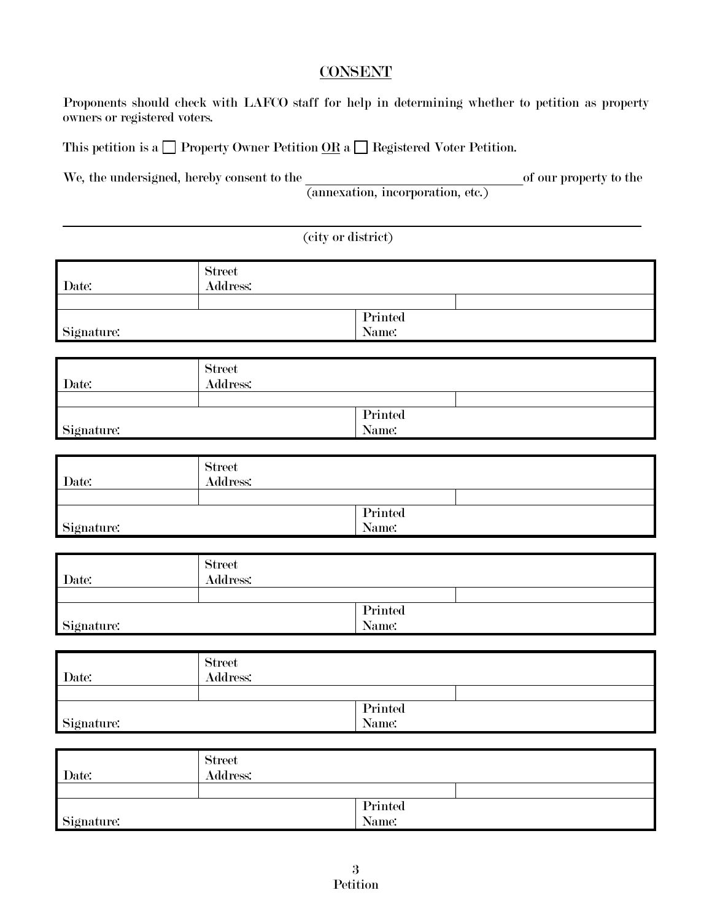## CONSENT

Proponents should check with LAFCO staff for help in determining whether to petition as property owners or registered voters.

This petition is a ☐ Property Owner Petition OR a ☐ Registered Voter Petition.

We, the undersigned, hereby consent to the ________________________________ of our property to the
(annexation, incorporation, etc.)

______________________________________________________________________________
(city or district)

| | | | |
|---|---|---|---|
| Date: | Street Address: | | |
| | | | |
| Signature: | | Printed Name: | |

| | | | |
|---|---|---|---|
| Date: | Street Address: | | |
| | | | |
| Signature: | | Printed Name: | |

| | | | |
|---|---|---|---|
| Date: | Street Address: | | |
| | | | |
| Signature: | | Printed Name: | |

| | | | |
|---|---|---|---|
| Date: | Street Address: | | |
| | | | |
| Signature: | | Printed Name: | |

| | | | |
|---|---|---|---|
| Date: | Street Address: | | |
| | | | |
| Signature: | | Printed Name: | |

| | | | |
|---|---|---|---|
| Date: | Street Address: | | |
| | | | |
| Signature: | | Printed Name: | |

Petition